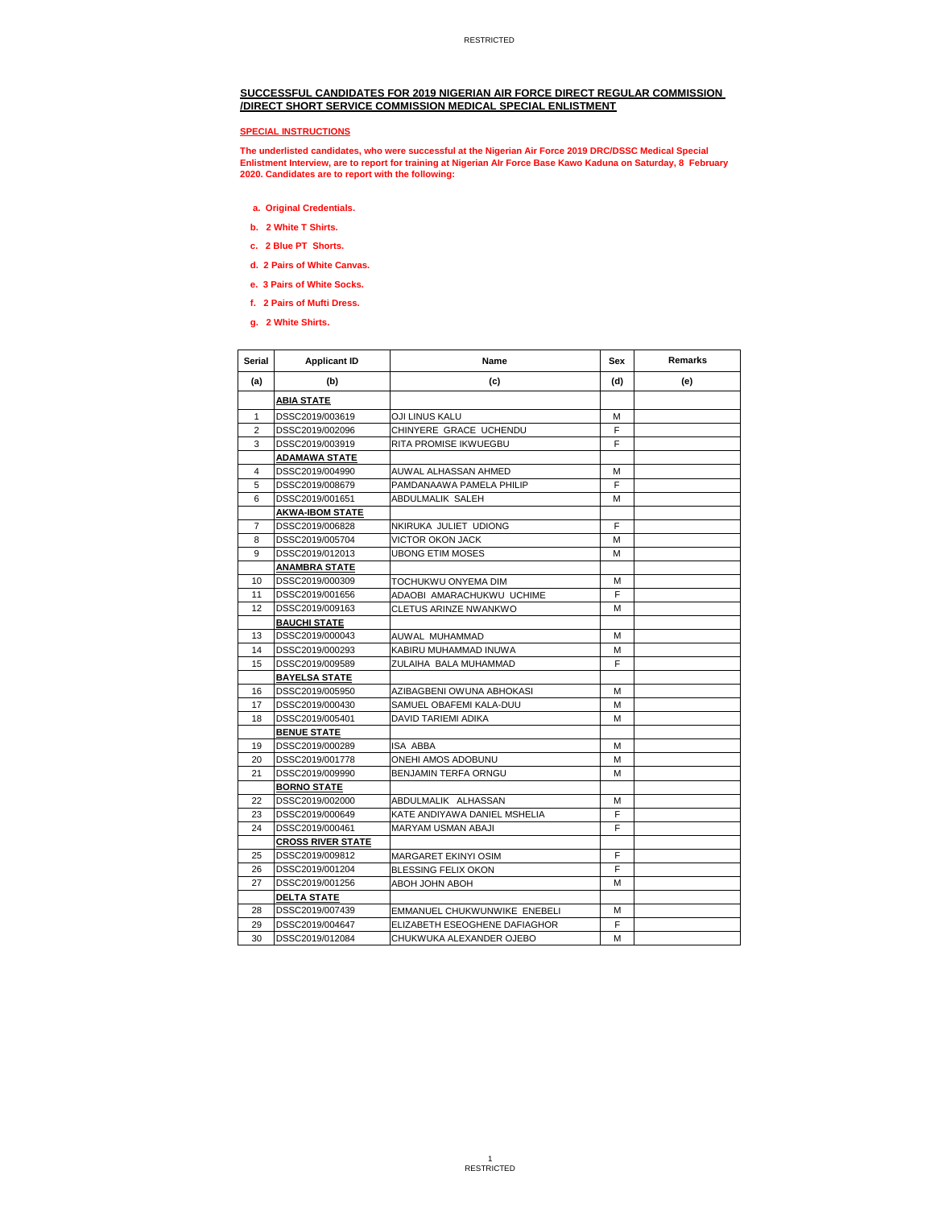## SUCCESSFUL CANDIDATES FOR 2019 NIGERIAN AIR FORCE DIRECT REGULAR COMMISSION /DIRECT SHORT SERVICE COMMISSION MEDICAL SPECIAL ENLISTMENT

**SPECIAL INSTRUCTIONS**

**The underlisted candidates, who were successful at the Nigerian Air Force 2019 DRC/DSSC Medical Special Enlistment Interview, are to report for training at Nigerian AIr Force Base Kawo Kaduna on Saturday, 8 February 2020. Candidates are to report with the following:**

a. **Original Credentials.**

b. **2 White T Shirts.**

c. **2 Blue PT Shorts.**

d. **2 Pairs of White Canvas.**

e. **3 Pairs of White Socks.**

f. **2 Pairs of Mufti Dress.**

g. **2 White Shirts.**

| Serial | Applicant ID | Name | Sex | Remarks |
|---|---|---|---|---|
| (a) | (b) | (c) | (d) | (e) |
| | **ABIA STATE** | | | |
| 1 | DSSC2019/003619 | OJI LINUS KALU | M | |
| 2 | DSSC2019/002096 | CHINYERE GRACE UCHENDU | F | |
| 3 | DSSC2019/003919 | RITA PROMISE IKWUEGBU | F | |
| | **ADAMAWA STATE** | | | |
| 4 | DSSC2019/004990 | AUWAL ALHASSAN AHMED | M | |
| 5 | DSSC2019/008679 | PAMDANAAWA PAMELA PHILIP | F | |
| 6 | DSSC2019/001651 | ABDULMALIK SALEH | M | |
| | **AKWA-IBOM STATE** | | | |
| 7 | DSSC2019/006828 | NKIRUKA JULIET UDIONG | F | |
| 8 | DSSC2019/005704 | VICTOR OKON JACK | M | |
| 9 | DSSC2019/012013 | UBONG ETIM MOSES | M | |
| | **ANAMBRA STATE** | | | |
| 10 | DSSC2019/000309 | TOCHUKWU ONYEMA DIM | M | |
| 11 | DSSC2019/001656 | ADAOBI AMARACHUKWU UCHIME | F | |
| 12 | DSSC2019/009163 | CLETUS ARINZE NWANKWO | M | |
| | **BAUCHI STATE** | | | |
| 13 | DSSC2019/000043 | AUWAL MUHAMMAD | M | |
| 14 | DSSC2019/000293 | KABIRU MUHAMMAD INUWA | M | |
| 15 | DSSC2019/009589 | ZULAIHA BALA MUHAMMAD | F | |
| | **BAYELSA STATE** | | | |
| 16 | DSSC2019/005950 | AZIBAGBENI OWUNA ABHOKASI | M | |
| 17 | DSSC2019/000430 | SAMUEL OBAFEMI KALA-DUU | M | |
| 18 | DSSC2019/005401 | DAVID TARIEMI ADIKA | M | |
| | **BENUE STATE** | | | |
| 19 | DSSC2019/000289 | ISA ABBA | M | |
| 20 | DSSC2019/001778 | ONEHI AMOS ADOBUNU | M | |
| 21 | DSSC2019/009990 | BENJAMIN TERFA ORNGU | M | |
| | **BORNO STATE** | | | |
| 22 | DSSC2019/002000 | ABDULMALIK ALHASSAN | M | |
| 23 | DSSC2019/000649 | KATE ANDIYAWA DANIEL MSHELIA | F | |
| 24 | DSSC2019/000461 | MARYAM USMAN ABAJI | F | |
| | **CROSS RIVER STATE** | | | |
| 25 | DSSC2019/009812 | MARGARET EKINYI OSIM | F | |
| 26 | DSSC2019/001204 | BLESSING FELIX OKON | F | |
| 27 | DSSC2019/001256 | ABOH JOHN ABOH | M | |
| | **DELTA STATE** | | | |
| 28 | DSSC2019/007439 | EMMANUEL CHUKWUNWIKE ENEBELI | M | |
| 29 | DSSC2019/004647 | ELIZABETH ESEOGHENE DAFIAGHOR | F | |
| 30 | DSSC2019/012084 | CHUKWUKA ALEXANDER OJEBO | M | |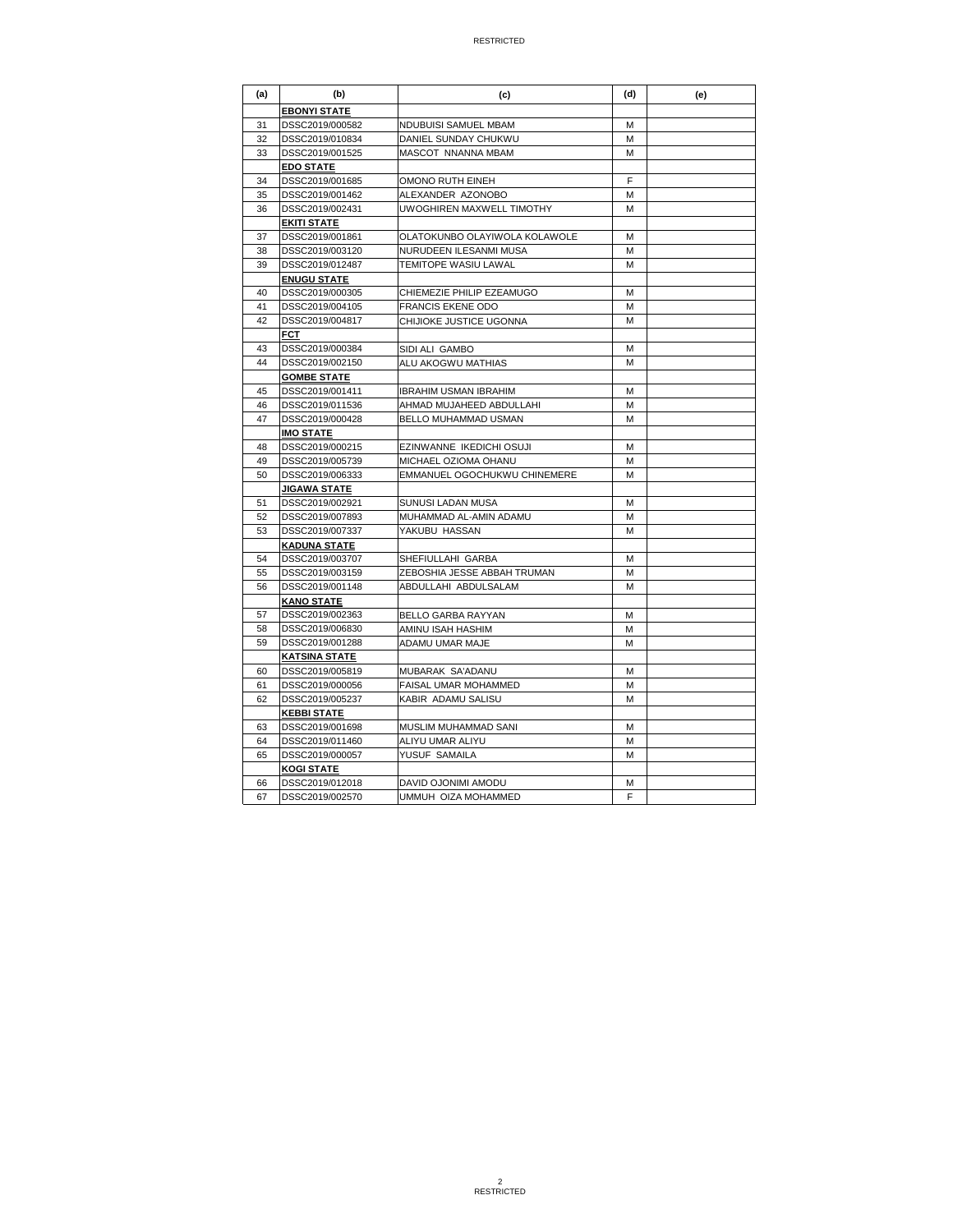| (a) | (b) | (c) | (d) | (e) |
|---|---|---|---|---|
| | **EBONYI STATE** | | | |
| 31 | DSSC2019/000582 | NDUBUISI SAMUEL MBAM | M | |
| 32 | DSSC2019/010834 | DANIEL SUNDAY CHUKWU | M | |
| 33 | DSSC2019/001525 | MASCOT NNANNA MBAM | M | |
| | **EDO STATE** | | | |
| 34 | DSSC2019/001685 | OMONO RUTH EINEH | F | |
| 35 | DSSC2019/001462 | ALEXANDER AZONOBO | M | |
| 36 | DSSC2019/002431 | UWOGHIREN MAXWELL TIMOTHY | M | |
| | **EKITI STATE** | | | |
| 37 | DSSC2019/001861 | OLATOKUNBO OLAYIWOLA KOLAWOLE | M | |
| 38 | DSSC2019/003120 | NURUDEEN ILESANMI MUSA | M | |
| 39 | DSSC2019/012487 | TEMITOPE WASIU LAWAL | M | |
| | **ENUGU STATE** | | | |
| 40 | DSSC2019/000305 | CHIEMEZIE PHILIP EZEAMUGO | M | |
| 41 | DSSC2019/004105 | FRANCIS EKENE ODO | M | |
| 42 | DSSC2019/004817 | CHIJIOKE JUSTICE UGONNA | M | |
| | **FCT** | | | |
| 43 | DSSC2019/000384 | SIDI ALI GAMBO | M | |
| 44 | DSSC2019/002150 | ALU AKOGWU MATHIAS | M | |
| | **GOMBE STATE** | | | |
| 45 | DSSC2019/001411 | IBRAHIM USMAN IBRAHIM | M | |
| 46 | DSSC2019/011536 | AHMAD MUJAHEED ABDULLAHI | M | |
| 47 | DSSC2019/000428 | BELLO MUHAMMAD USMAN | M | |
| | **IMO STATE** | | | |
| 48 | DSSC2019/000215 | EZINWANNE IKEDICHI OSUJI | M | |
| 49 | DSSC2019/005739 | MICHAEL OZIOMA OHANU | M | |
| 50 | DSSC2019/006333 | EMMANUEL OGOCHUKWU CHINEMERE | M | |
| | **JIGAWA STATE** | | | |
| 51 | DSSC2019/002921 | SUNUSI LADAN MUSA | M | |
| 52 | DSSC2019/007893 | MUHAMMAD AL-AMIN ADAMU | M | |
| 53 | DSSC2019/007337 | YAKUBU HASSAN | M | |
| | **KADUNA STATE** | | | |
| 54 | DSSC2019/003707 | SHEFIULLAHI GARBA | M | |
| 55 | DSSC2019/003159 | ZEBOSHIA JESSE ABBAH TRUMAN | M | |
| 56 | DSSC2019/001148 | ABDULLAHI ABDULSALAM | M | |
| | **KANO STATE** | | | |
| 57 | DSSC2019/002363 | BELLO GARBA RAYYAN | M | |
| 58 | DSSC2019/006830 | AMINU ISAH HASHIM | M | |
| 59 | DSSC2019/001288 | ADAMU UMAR MAJE | M | |
| | **KATSINA STATE** | | | |
| 60 | DSSC2019/005819 | MUBARAK SA'ADANU | M | |
| 61 | DSSC2019/000056 | FAISAL UMAR MOHAMMED | M | |
| 62 | DSSC2019/005237 | KABIR ADAMU SALISU | M | |
| | **KEBBI STATE** | | | |
| 63 | DSSC2019/001698 | MUSLIM MUHAMMAD SANI | M | |
| 64 | DSSC2019/011460 | ALIYU UMAR ALIYU | M | |
| 65 | DSSC2019/000057 | YUSUF SAMAILA | M | |
| | **KOGI STATE** | | | |
| 66 | DSSC2019/012018 | DAVID OJONIMI AMODU | M | |
| 67 | DSSC2019/002570 | UMMUH OIZA MOHAMMED | F | |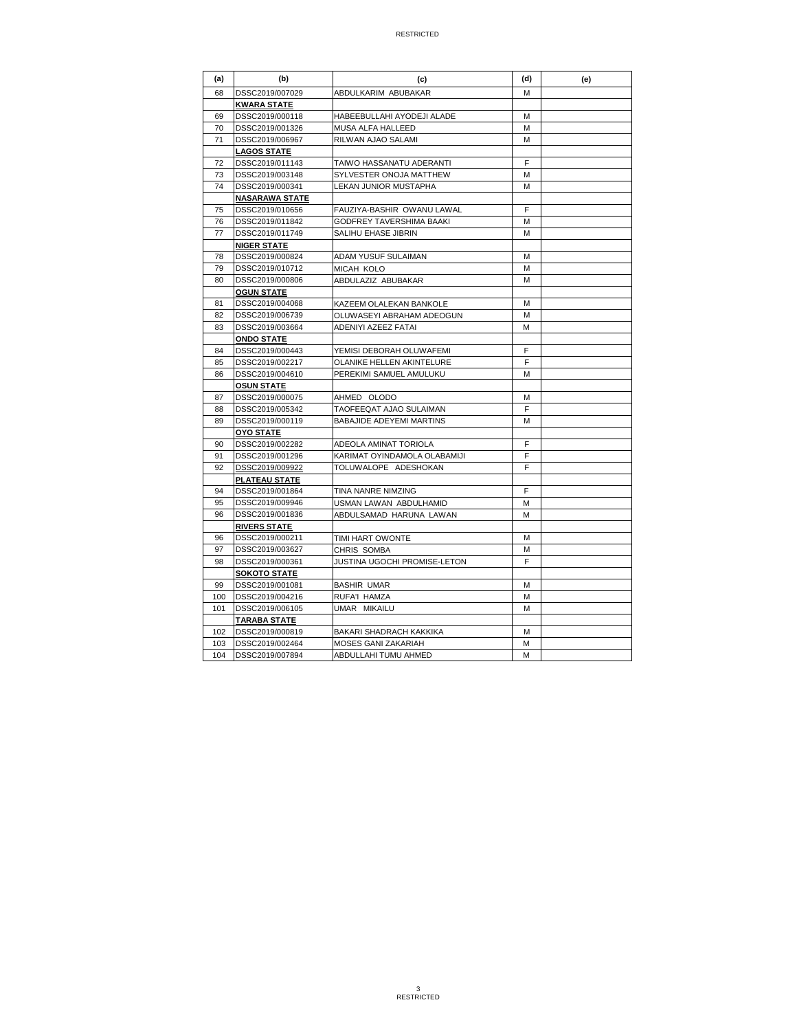| (a) | (b) | (c) | (d) | (e) |
|---|---|---|---|---|
| 68 | DSSC2019/007029 | ABDULKARIM ABUBAKAR | M | |
| | **KWARA STATE** | | | |
| 69 | DSSC2019/000118 | HABEEBULLAHI AYODEJI ALADE | M | |
| 70 | DSSC2019/001326 | MUSA ALFA HALLEED | M | |
| 71 | DSSC2019/006967 | RILWAN AJAO SALAMI | M | |
| | **LAGOS STATE** | | | |
| 72 | DSSC2019/011143 | TAIWO HASSANATU ADERANTI | F | |
| 73 | DSSC2019/003148 | SYLVESTER ONOJA MATTHEW | M | |
| 74 | DSSC2019/000341 | LEKAN JUNIOR MUSTAPHA | M | |
| | **NASARAWA STATE** | | | |
| 75 | DSSC2019/010656 | FAUZIYA-BASHIR OWANU LAWAL | F | |
| 76 | DSSC2019/011842 | GODFREY TAVERSHIMA BAAKI | M | |
| 77 | DSSC2019/011749 | SALIHU EHASE JIBRIN | M | |
| | **NIGER STATE** | | | |
| 78 | DSSC2019/000824 | ADAM YUSUF SULAIMAN | M | |
| 79 | DSSC2019/010712 | MICAH KOLO | M | |
| 80 | DSSC2019/000806 | ABDULAZIZ ABUBAKAR | M | |
| | **OGUN STATE** | | | |
| 81 | DSSC2019/004068 | KAZEEM OLALEKAN BANKOLE | M | |
| 82 | DSSC2019/006739 | OLUWASEYI ABRAHAM ADEOGUN | M | |
| 83 | DSSC2019/003664 | ADENIYI AZEEZ FATAI | M | |
| | **ONDO STATE** | | | |
| 84 | DSSC2019/000443 | YEMISI DEBORAH OLUWAFEMI | F | |
| 85 | DSSC2019/002217 | OLANIKE HELLEN AKINTELURE | F | |
| 86 | DSSC2019/004610 | PEREKIMI SAMUEL AMULUKU | M | |
| | **OSUN STATE** | | | |
| 87 | DSSC2019/000075 | AHMED OLODO | M | |
| 88 | DSSC2019/005342 | TAOFEEQAT AJAO SULAIMAN | F | |
| 89 | DSSC2019/000119 | BABAJIDE ADEYEMI MARTINS | M | |
| | **OYO STATE** | | | |
| 90 | DSSC2019/002282 | ADEOLA AMINAT TORIOLA | F | |
| 91 | DSSC2019/001296 | KARIMAT OYINDAMOLA OLABAMIJI | F | |
| 92 | DSSC2019/009922 | TOLUWALOPE ADESHOKAN | F | |
| | **PLATEAU STATE** | | | |
| 94 | DSSC2019/001864 | TINA NANRE NIMZING | F | |
| 95 | DSSC2019/009946 | USMAN LAWAN ABDULHAMID | M | |
| 96 | DSSC2019/001836 | ABDULSAMAD HARUNA LAWAN | M | |
| | **RIVERS STATE** | | | |
| 96 | DSSC2019/000211 | TIMI HART OWONTE | M | |
| 97 | DSSC2019/003627 | CHRIS SOMBA | M | |
| 98 | DSSC2019/000361 | JUSTINA UGOCHI PROMISE-LETON | F | |
| | **SOKOTO STATE** | | | |
| 99 | DSSC2019/001081 | BASHIR UMAR | M | |
| 100 | DSSC2019/004216 | RUFA'I HAMZA | M | |
| 101 | DSSC2019/006105 | UMAR MIKAILU | M | |
| | **TARABA STATE** | | | |
| 102 | DSSC2019/000819 | BAKARI SHADRACH KAKKIKA | M | |
| 103 | DSSC2019/002464 | MOSES GANI ZAKARIAH | M | |
| 104 | DSSC2019/007894 | ABDULLAHI TUMU AHMED | M | |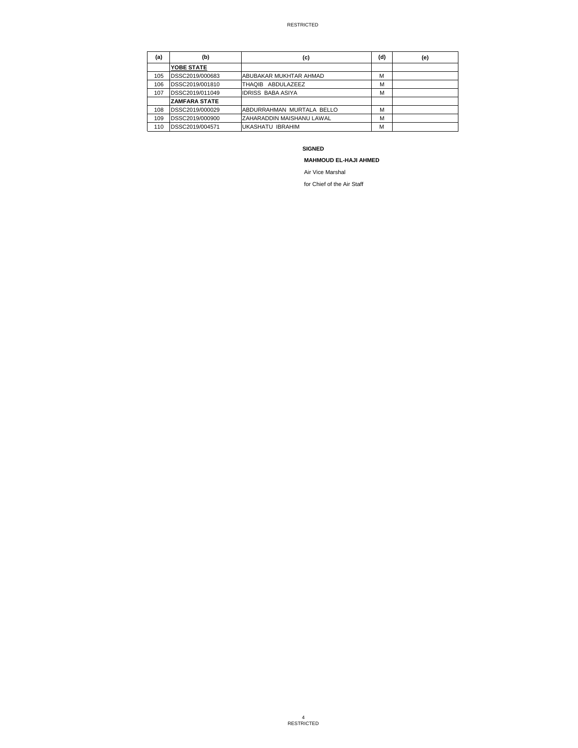| (a) | (b) | (c) | (d) | (e) |
|---|---|---|---|---|
| | **YOBE STATE** | | | |
| 105 | DSSC2019/000683 | ABUBAKAR MUKHTAR AHMAD | M | |
| 106 | DSSC2019/001810 | THAQIB ABDULAZEEZ | M | |
| 107 | DSSC2019/011049 | IDRISS BABA ASIYA | M | |
| | **ZAMFARA STATE** | | | |
| 108 | DSSC2019/000029 | ABDURRAHMAN MURTALA BELLO | M | |
| 109 | DSSC2019/000900 | ZAHARADDIN MAISHANU LAWAL | M | |
| 110 | DSSC2019/004571 | UKASHATU IBRAHIM | M | |

**SIGNED**

**MAHMOUD EL-HAJI AHMED**

Air Vice Marshal

for Chief of the Air Staff